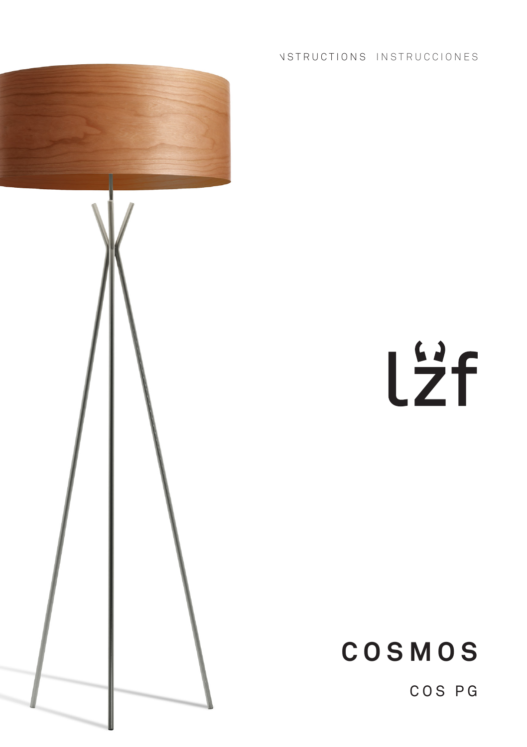INSTRUCTIONS INSTRUCCIONES

lzf

# COSMOS

COS PG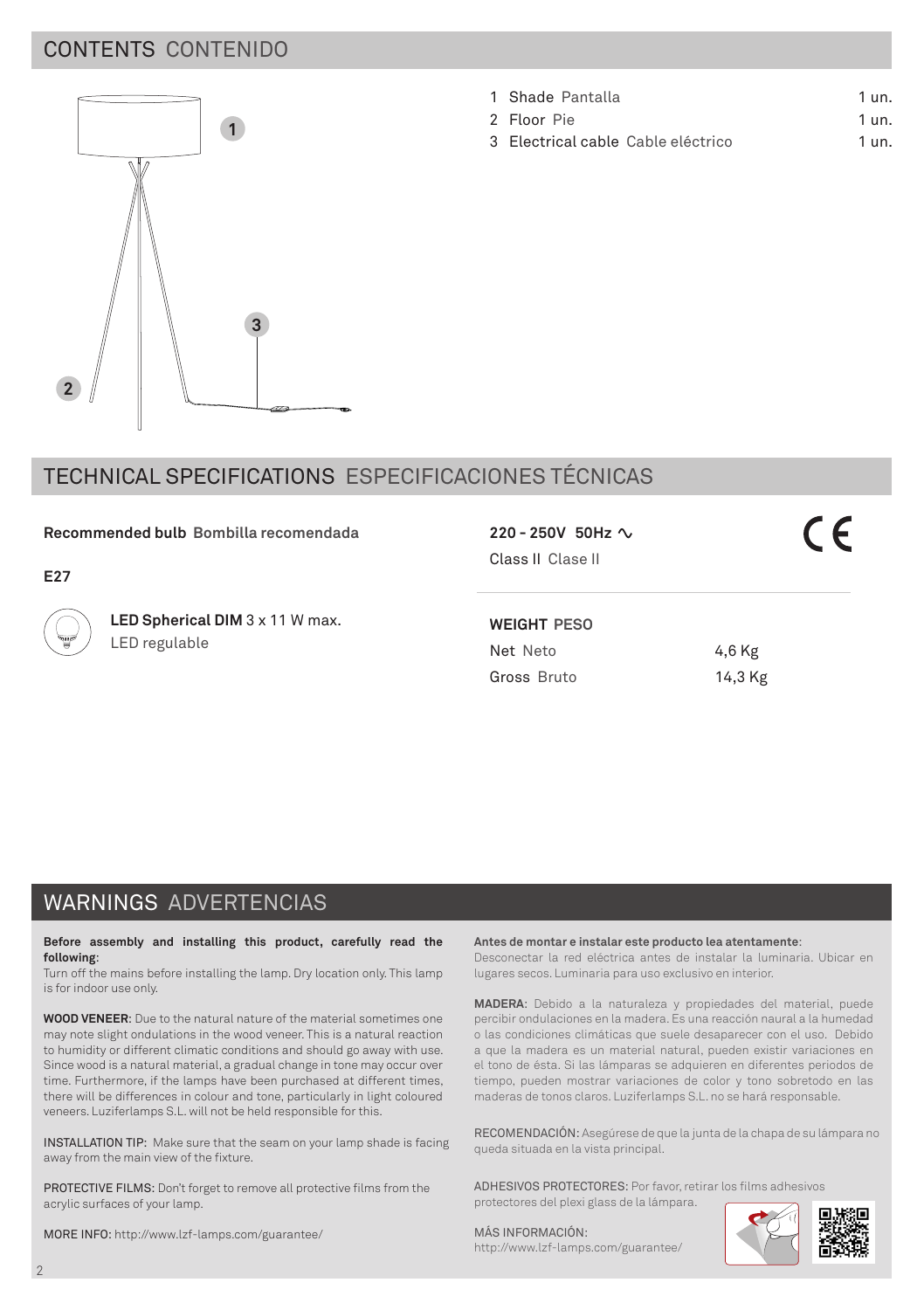## CONTENTS CONTENIDO

| | | |
|---|---|---|
| 1 | Shade Pantalla | 1 un. |
| 2 | Floor Pie | 1 un. |
| 3 | Electrical cable Cable eléctrico | 1 un. |

## TECHNICAL SPECIFICATIONS ESPECIFICACIONES TÉCNICAS

**Recommended bulb Bombilla recomendada**

**E27**

**LED Spherical DIM** 3 x 11 W max.
LED regulable

**220 - 250V 50Hz ∿**
Class II Clase II

CE

**WEIGHT PESO**

| | |
|---|---|
| Net Neto | 4,6 Kg |
| Gross Bruto | 14,3 Kg |

## WARNINGS ADVERTENCIAS

**Before assembly and installing this product, carefully read the following**:
Turn off the mains before installing the lamp. Dry location only. This lamp is for indoor use only.

**WOOD VENEER**: Due to the natural nature of the material sometimes one may note slight ondulations in the wood veneer. This is a natural reaction to humidity or different climatic conditions and should go away with use. Since wood is a natural material, a gradual change in tone may occur over time. Furthermore, if the lamps have been purchased at different times, there will be differences in colour and tone, particularly in light coloured veneers. Luziferlamps S.L. will not be held responsible for this.

INSTALLATION TIP: Make sure that the seam on your lamp shade is facing away from the main view of the fixture.

PROTECTIVE FILMS: Don't forget to remove all protective films from the acrylic surfaces of your lamp.

MORE INFO: http://www.lzf-lamps.com/guarantee/

**Antes de montar e instalar este producto lea atentamente**:
Desconectar la red eléctrica antes de instalar la luminaria. Ubicar en lugares secos. Luminaria para uso exclusivo en interior.

**MADERA**: Debido a la naturaleza y propiedades del material, puede percibir ondulaciones en la madera. Es una reacción naural a la humedad o las condiciones climáticas que suele desaparecer con el uso. Debido a que la madera es un material natural, pueden existir variaciones en el tono de ésta. Si las lámparas se adquieren en diferentes periodos de tiempo, pueden mostrar variaciones de color y tono sobretodo en las maderas de tonos claros. Luziferlamps S.L. no se hará responsable.

RECOMENDACIÓN: Asegúrese de que la junta de la chapa de su lámpara no queda situada en la vista principal.

ADHESIVOS PROTECTORES: Por favor, retirar los films adhesivos protectores del plexi glass de la lámpara.

MÁS INFORMACIÓN:
http://www.lzf-lamps.com/guarantee/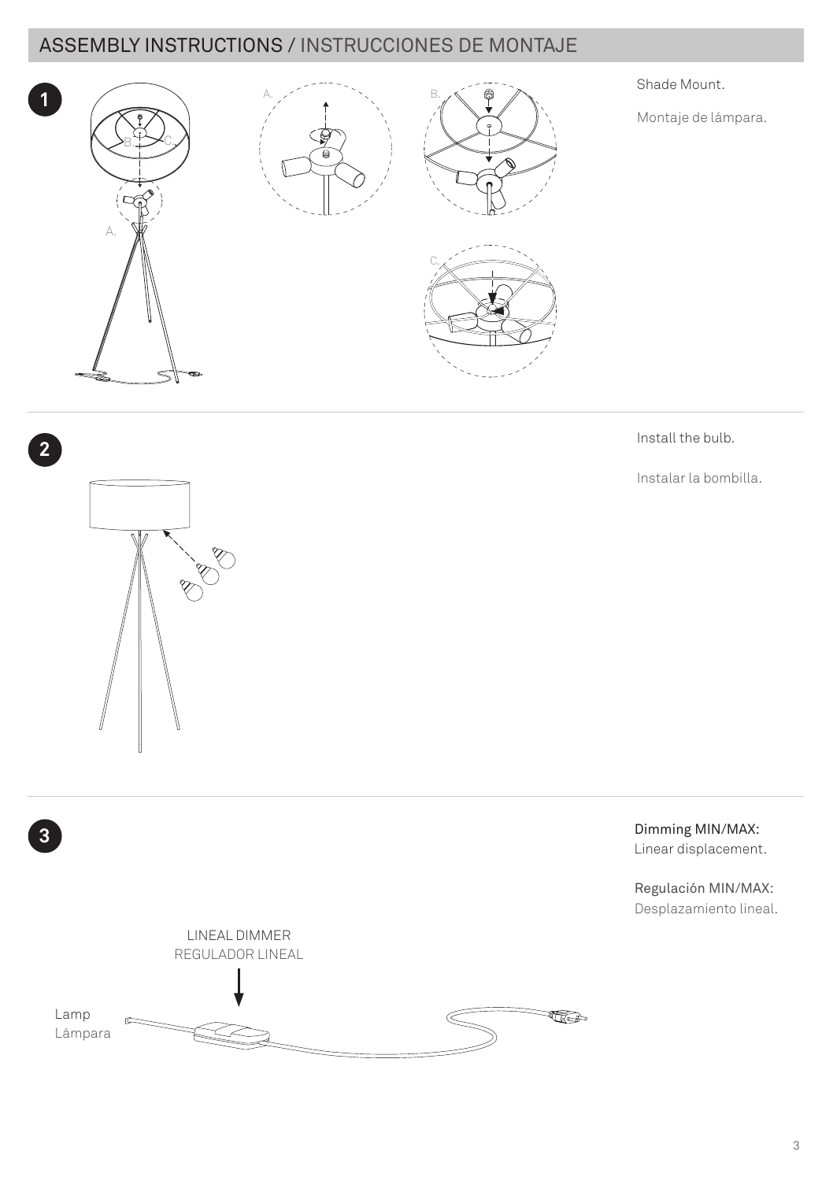## ASSEMBLY INSTRUCTIONS / INSTRUCCIONES DE MONTAJE

**1**

Shade Mount.

Montaje de lámpara.

**2**

Install the bulb.

Instalar la bombilla.

**3**

Dimming MIN/MAX:
Linear displacement.

Regulación MIN/MAX:
Desplazamiento lineal.

LINEAL DIMMER
REGULADOR LINEAL

Lamp
Lámpara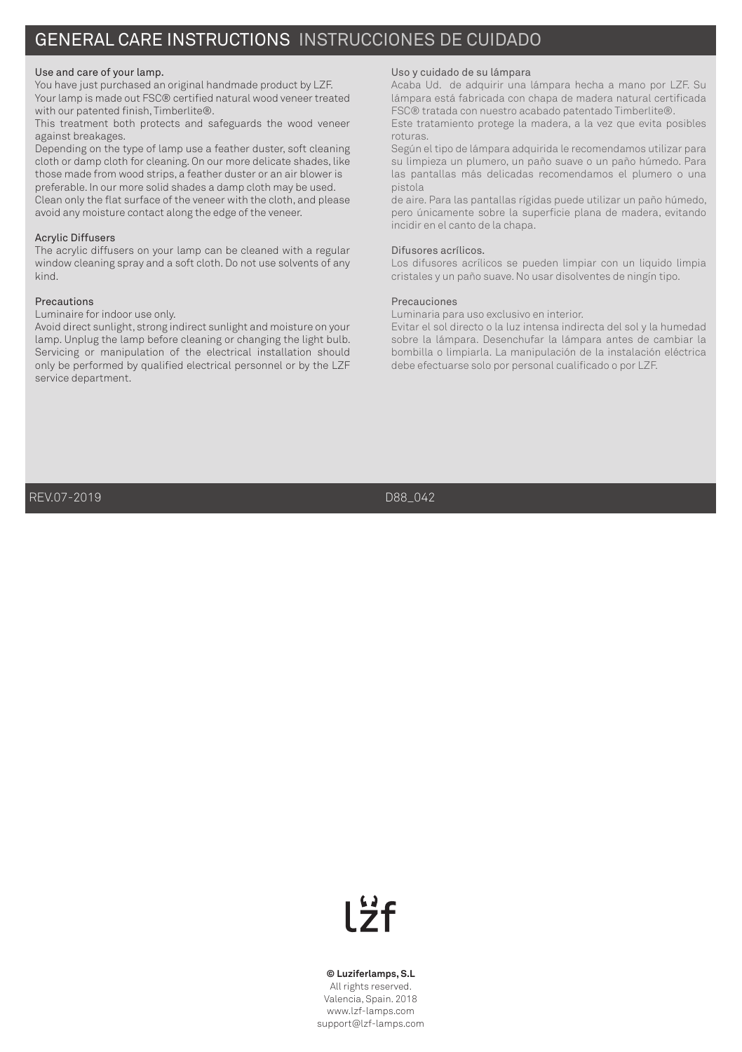# GENERAL CARE INSTRUCTIONS INSTRUCCIONES DE CUIDADO

### Use and care of your lamp.

You have just purchased an original handmade product by LZF.
Your lamp is made out FSC® certified natural wood veneer treated with our patented finish, Timberlite®.
This treatment both protects and safeguards the wood veneer against breakages.
Depending on the type of lamp use a feather duster, soft cleaning cloth or damp cloth for cleaning. On our more delicate shades, like those made from wood strips, a feather duster or an air blower is preferable. In our more solid shades a damp cloth may be used.
Clean only the flat surface of the veneer with the cloth, and please avoid any moisture contact along the edge of the veneer.

### Acrylic Diffusers

The acrylic diffusers on your lamp can be cleaned with a regular window cleaning spray and a soft cloth. Do not use solvents of any kind.

### Precautions

Luminaire for indoor use only.
Avoid direct sunlight, strong indirect sunlight and moisture on your lamp. Unplug the lamp before cleaning or changing the light bulb. Servicing or manipulation of the electrical installation should only be performed by qualified electrical personnel or by the LZF service department.

### Uso y cuidado de su lámpara

Acaba Ud. de adquirir una lámpara hecha a mano por LZF. Su lámpara está fabricada con chapa de madera natural certificada FSC® tratada con nuestro acabado patentado Timberlite®.
Este tratamiento protege la madera, a la vez que evita posibles roturas.
Según el tipo de lámpara adquirida le recomendamos utilizar para su limpieza un plumero, un paño suave o un paño húmedo. Para las pantallas más delicadas recomendamos el plumero o una pistola
de aire. Para las pantallas rígidas puede utilizar un paño húmedo, pero únicamente sobre la superficie plana de madera, evitando incidir en el canto de la chapa.

### Difusores acrílicos.

Los difusores acrílicos se pueden limpiar con un liquido limpia cristales y un paño suave. No usar disolventes de ningín tipo.

### Precauciones

Luminaria para uso exclusivo en interior.
Evitar el sol directo o la luz intensa indirecta del sol y la humedad sobre la lámpara. Desenchufar la lámpara antes de cambiar la bombilla o limpiarla. La manipulación de la instalación eléctrica debe efectuarse solo por personal cualificado o por LZF.

REV.07-2019 D88_042

lzf

**© Luziferlamps, S.L**
All rights reserved.
Valencia, Spain. 2018
www.lzf-lamps.com
support@lzf-lamps.com